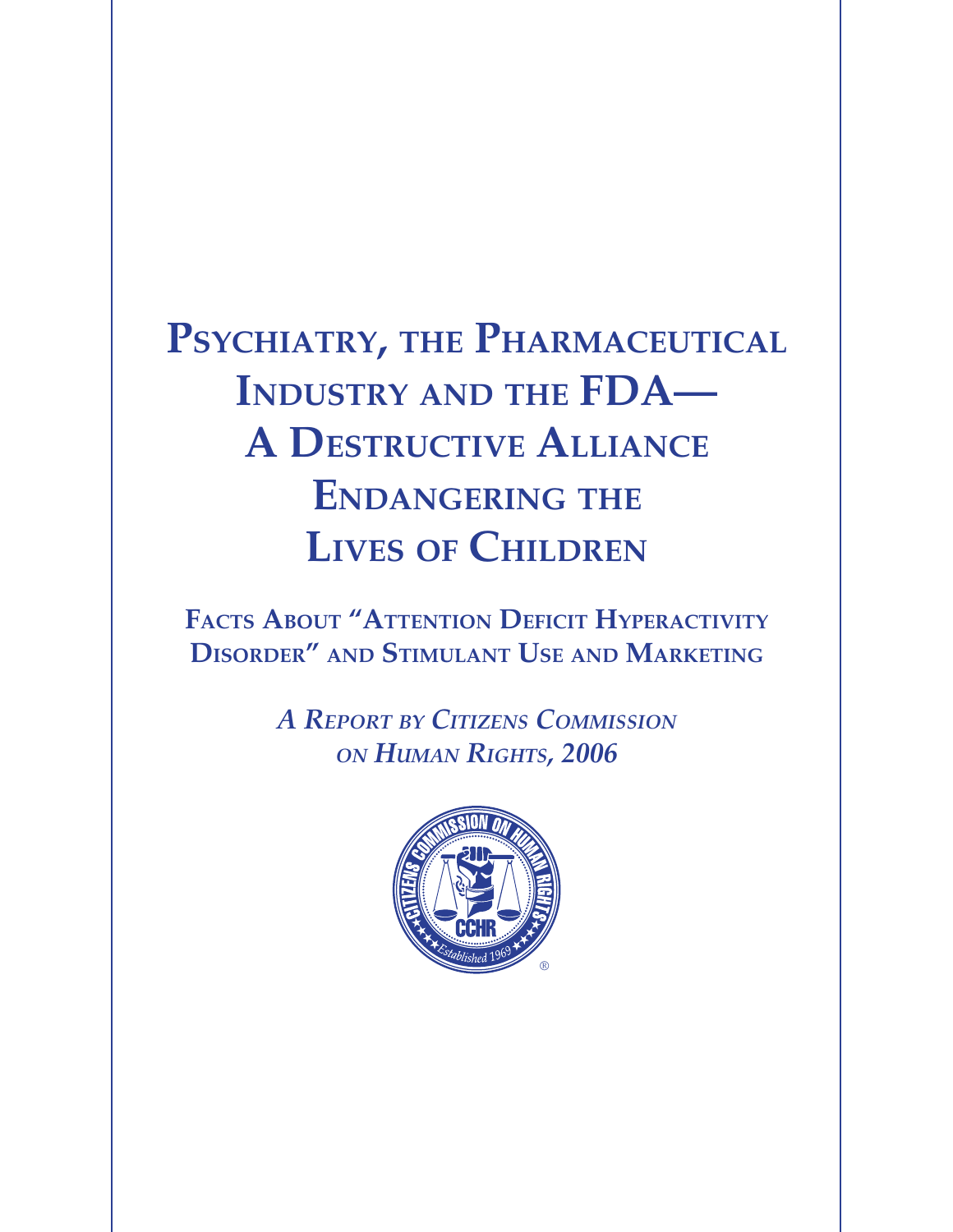# Psychiatry, the Pharmaceutical Industry and the FDA— A Destructive Alliance Endangering the Lives of Children

## Facts About "Attention Deficit Hyperactivity Disorder" and Stimulant Use and Marketing

*A Report by Citizens Commission on Human Rights, 2006*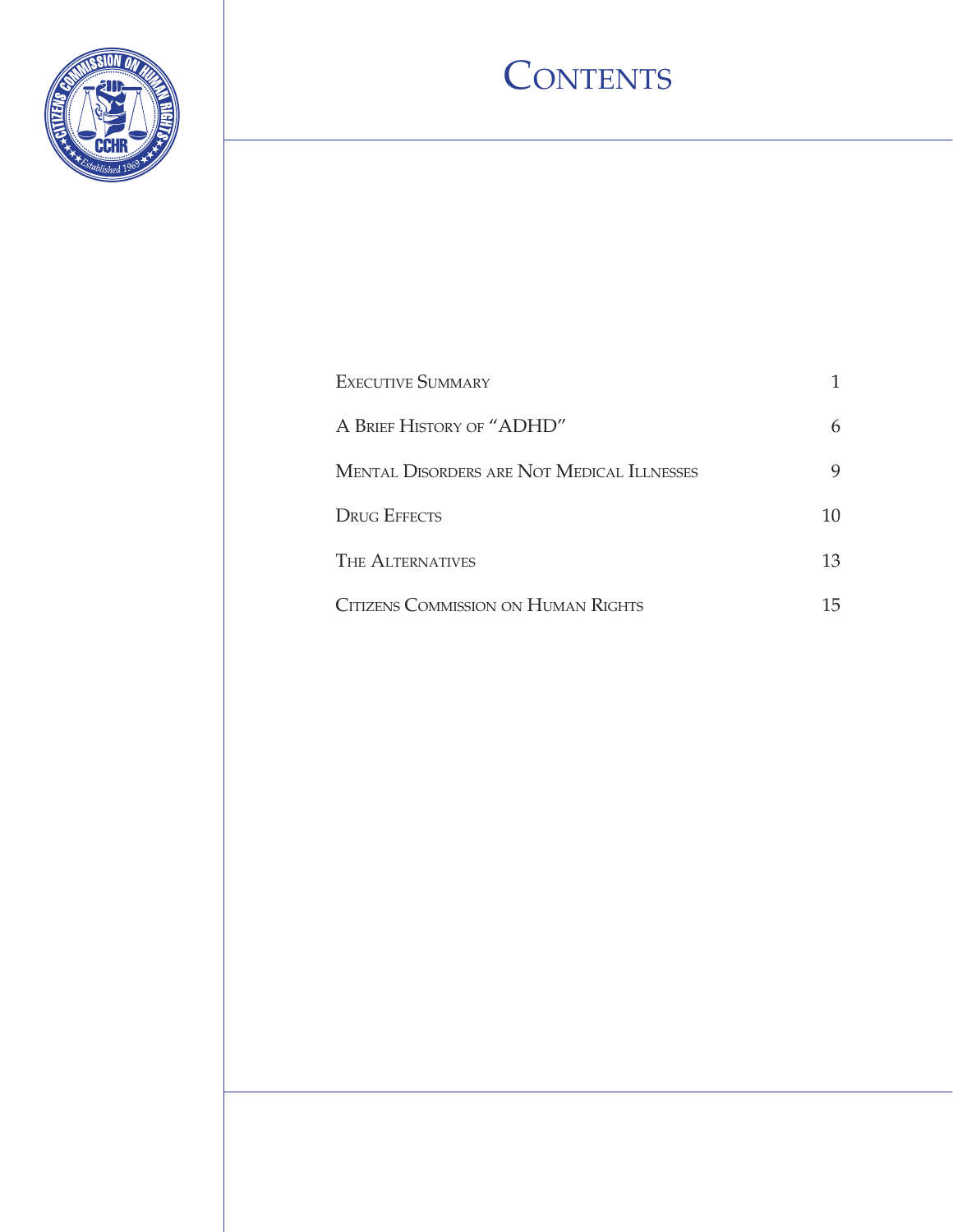# Contents

| | |
|---|---|
| Executive Summary | 1 |
| A Brief History of "ADHD" | 6 |
| Mental Disorders are Not Medical Illnesses | 9 |
| Drug Effects | 10 |
| The Alternatives | 13 |
| Citizens Commission on Human Rights | 15 |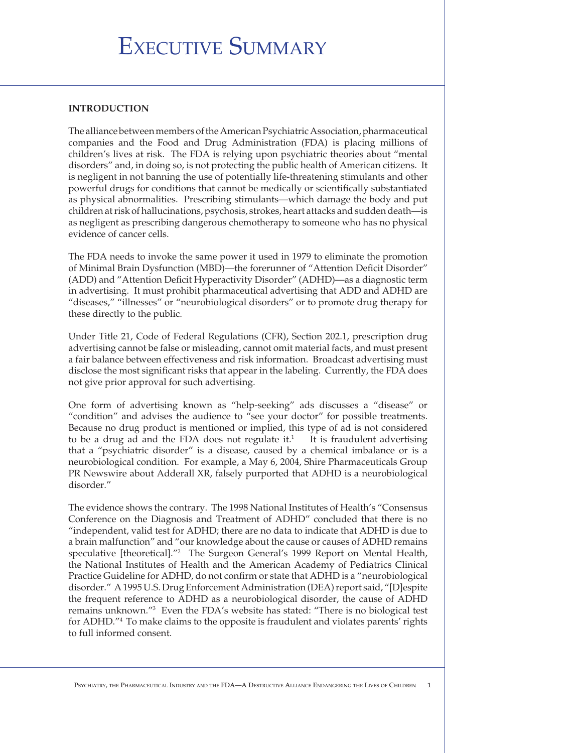# Executive Summary

**INTRODUCTION**

The alliance between members of the American Psychiatric Association, pharmaceutical companies and the Food and Drug Administration (FDA) is placing millions of children's lives at risk. The FDA is relying upon psychiatric theories about "mental disorders" and, in doing so, is not protecting the public health of American citizens. It is negligent in not banning the use of potentially life-threatening stimulants and other powerful drugs for conditions that cannot be medically or scientifically substantiated as physical abnormalities. Prescribing stimulants—which damage the body and put children at risk of hallucinations, psychosis, strokes, heart attacks and sudden death—is as negligent as prescribing dangerous chemotherapy to someone who has no physical evidence of cancer cells.

The FDA needs to invoke the same power it used in 1979 to eliminate the promotion of Minimal Brain Dysfunction (MBD)—the forerunner of "Attention Deficit Disorder" (ADD) and "Attention Deficit Hyperactivity Disorder" (ADHD)—as a diagnostic term in advertising. It must prohibit pharmaceutical advertising that ADD and ADHD are "diseases," "illnesses" or "neurobiological disorders" or to promote drug therapy for these directly to the public.

Under Title 21, Code of Federal Regulations (CFR), Section 202.1, prescription drug advertising cannot be false or misleading, cannot omit material facts, and must present a fair balance between effectiveness and risk information. Broadcast advertising must disclose the most significant risks that appear in the labeling. Currently, the FDA does not give prior approval for such advertising.

One form of advertising known as "help-seeking" ads discusses a "disease" or "condition" and advises the audience to "see your doctor" for possible treatments. Because no drug product is mentioned or implied, this type of ad is not considered to be a drug ad and the FDA does not regulate it.[1] It is fraudulent advertising that a "psychiatric disorder" is a disease, caused by a chemical imbalance or is a neurobiological condition. For example, a May 6, 2004, Shire Pharmaceuticals Group PR Newswire about Adderall XR, falsely purported that ADHD is a neurobiological disorder."

The evidence shows the contrary. The 1998 National Institutes of Health's "Consensus Conference on the Diagnosis and Treatment of ADHD" concluded that there is no "independent, valid test for ADHD; there are no data to indicate that ADHD is due to a brain malfunction" and "our knowledge about the cause or causes of ADHD remains speculative [theoretical]."[2] The Surgeon General's 1999 Report on Mental Health, the National Institutes of Health and the American Academy of Pediatrics Clinical Practice Guideline for ADHD, do not confirm or state that ADHD is a "neurobiological disorder." A 1995 U.S. Drug Enforcement Administration (DEA) report said, "[D]espite the frequent reference to ADHD as a neurobiological disorder, the cause of ADHD remains unknown."[3] Even the FDA's website has stated: "There is no biological test for ADHD."[4] To make claims to the opposite is fraudulent and violates parents' rights to full informed consent.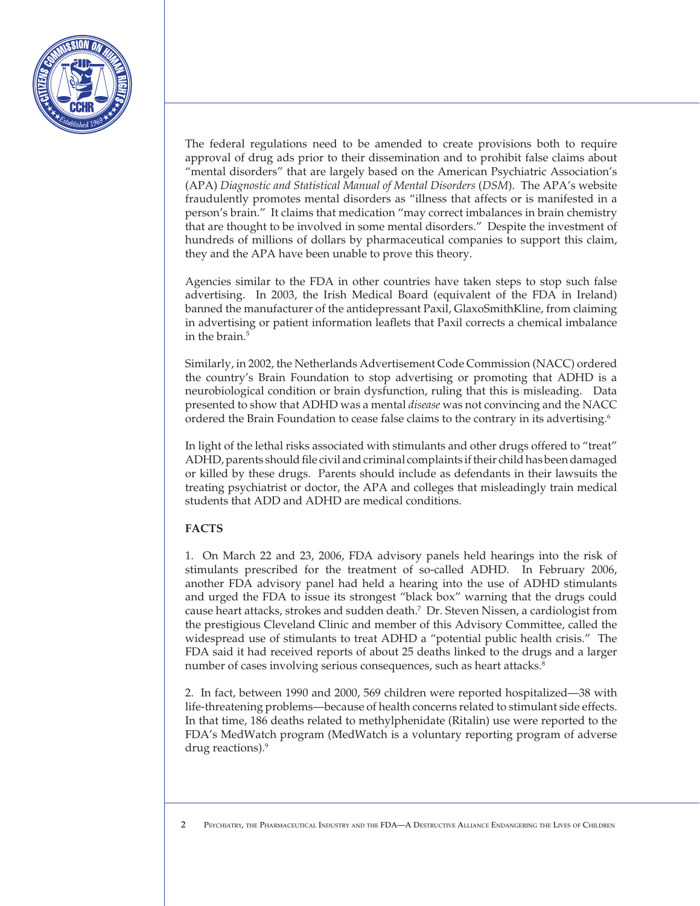The federal regulations need to be amended to create provisions both to require approval of drug ads prior to their dissemination and to prohibit false claims about "mental disorders" that are largely based on the American Psychiatric Association's (APA) *Diagnostic and Statistical Manual of Mental Disorders* (*DSM*). The APA's website fraudulently promotes mental disorders as "illness that affects or is manifested in a person's brain." It claims that medication "may correct imbalances in brain chemistry that are thought to be involved in some mental disorders." Despite the investment of hundreds of millions of dollars by pharmaceutical companies to support this claim, they and the APA have been unable to prove this theory.

Agencies similar to the FDA in other countries have taken steps to stop such false advertising. In 2003, the Irish Medical Board (equivalent of the FDA in Ireland) banned the manufacturer of the antidepressant Paxil, GlaxoSmithKline, from claiming in advertising or patient information leaflets that Paxil corrects a chemical imbalance in the brain.[5]

Similarly, in 2002, the Netherlands Advertisement Code Commission (NACC) ordered the country's Brain Foundation to stop advertising or promoting that ADHD is a neurobiological condition or brain dysfunction, ruling that this is misleading. Data presented to show that ADHD was a mental *disease* was not convincing and the NACC ordered the Brain Foundation to cease false claims to the contrary in its advertising.[6]

In light of the lethal risks associated with stimulants and other drugs offered to "treat" ADHD, parents should file civil and criminal complaints if their child has been damaged or killed by these drugs. Parents should include as defendants in their lawsuits the treating psychiatrist or doctor, the APA and colleges that misleadingly train medical students that ADD and ADHD are medical conditions.

**FACTS**

1. On March 22 and 23, 2006, FDA advisory panels held hearings into the risk of stimulants prescribed for the treatment of so-called ADHD. In February 2006, another FDA advisory panel had held a hearing into the use of ADHD stimulants and urged the FDA to issue its strongest "black box" warning that the drugs could cause heart attacks, strokes and sudden death.[7] Dr. Steven Nissen, a cardiologist from the prestigious Cleveland Clinic and member of this Advisory Committee, called the widespread use of stimulants to treat ADHD a "potential public health crisis." The FDA said it had received reports of about 25 deaths linked to the drugs and a larger number of cases involving serious consequences, such as heart attacks.[8]

2. In fact, between 1990 and 2000, 569 children were reported hospitalized—38 with life-threatening problems—because of health concerns related to stimulant side effects. In that time, 186 deaths related to methylphenidate (Ritalin) use were reported to the FDA's MedWatch program (MedWatch is a voluntary reporting program of adverse drug reactions).[9]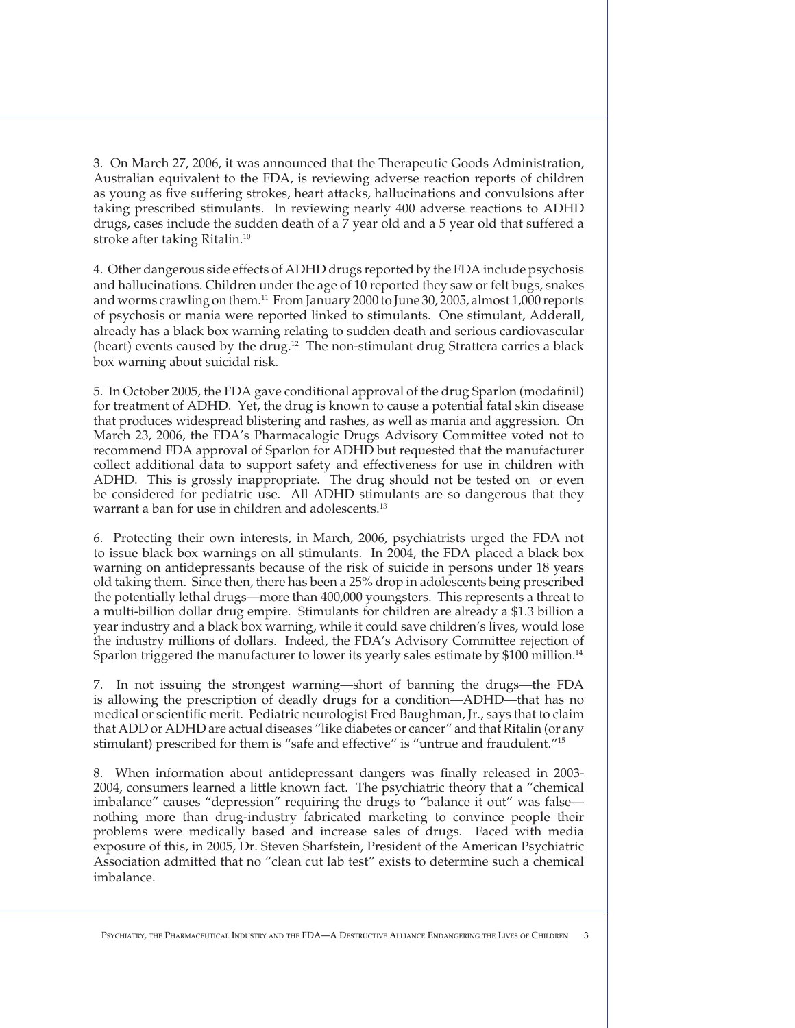3. On March 27, 2006, it was announced that the Therapeutic Goods Administration, Australian equivalent to the FDA, is reviewing adverse reaction reports of children as young as five suffering strokes, heart attacks, hallucinations and convulsions after taking prescribed stimulants. In reviewing nearly 400 adverse reactions to ADHD drugs, cases include the sudden death of a 7 year old and a 5 year old that suffered a stroke after taking Ritalin.[10]

4. Other dangerous side effects of ADHD drugs reported by the FDA include psychosis and hallucinations. Children under the age of 10 reported they saw or felt bugs, snakes and worms crawling on them.[11] From January 2000 to June 30, 2005, almost 1,000 reports of psychosis or mania were reported linked to stimulants. One stimulant, Adderall, already has a black box warning relating to sudden death and serious cardiovascular (heart) events caused by the drug.[12] The non-stimulant drug Strattera carries a black box warning about suicidal risk.

5. In October 2005, the FDA gave conditional approval of the drug Sparlon (modafinil) for treatment of ADHD. Yet, the drug is known to cause a potential fatal skin disease that produces widespread blistering and rashes, as well as mania and aggression. On March 23, 2006, the FDA's Pharmacalogic Drugs Advisory Committee voted not to recommend FDA approval of Sparlon for ADHD but requested that the manufacturer collect additional data to support safety and effectiveness for use in children with ADHD. This is grossly inappropriate. The drug should not be tested on or even be considered for pediatric use. All ADHD stimulants are so dangerous that they warrant a ban for use in children and adolescents.[13]

6. Protecting their own interests, in March, 2006, psychiatrists urged the FDA not to issue black box warnings on all stimulants. In 2004, the FDA placed a black box warning on antidepressants because of the risk of suicide in persons under 18 years old taking them. Since then, there has been a 25% drop in adolescents being prescribed the potentially lethal drugs—more than 400,000 youngsters. This represents a threat to a multi-billion dollar drug empire. Stimulants for children are already a $1.3 billion a year industry and a black box warning, while it could save children's lives, would lose the industry millions of dollars. Indeed, the FDA's Advisory Committee rejection of Sparlon triggered the manufacturer to lower its yearly sales estimate by $100 million.[14]

7. In not issuing the strongest warning—short of banning the drugs—the FDA is allowing the prescription of deadly drugs for a condition—ADHD—that has no medical or scientific merit. Pediatric neurologist Fred Baughman, Jr., says that to claim that ADD or ADHD are actual diseases "like diabetes or cancer" and that Ritalin (or any stimulant) prescribed for them is "safe and effective" is "untrue and fraudulent."[15]

8. When information about antidepressant dangers was finally released in 2003-2004, consumers learned a little known fact. The psychiatric theory that a "chemical imbalance" causes "depression" requiring the drugs to "balance it out" was false—nothing more than drug-industry fabricated marketing to convince people their problems were medically based and increase sales of drugs. Faced with media exposure of this, in 2005, Dr. Steven Sharfstein, President of the American Psychiatric Association admitted that no "clean cut lab test" exists to determine such a chemical imbalance.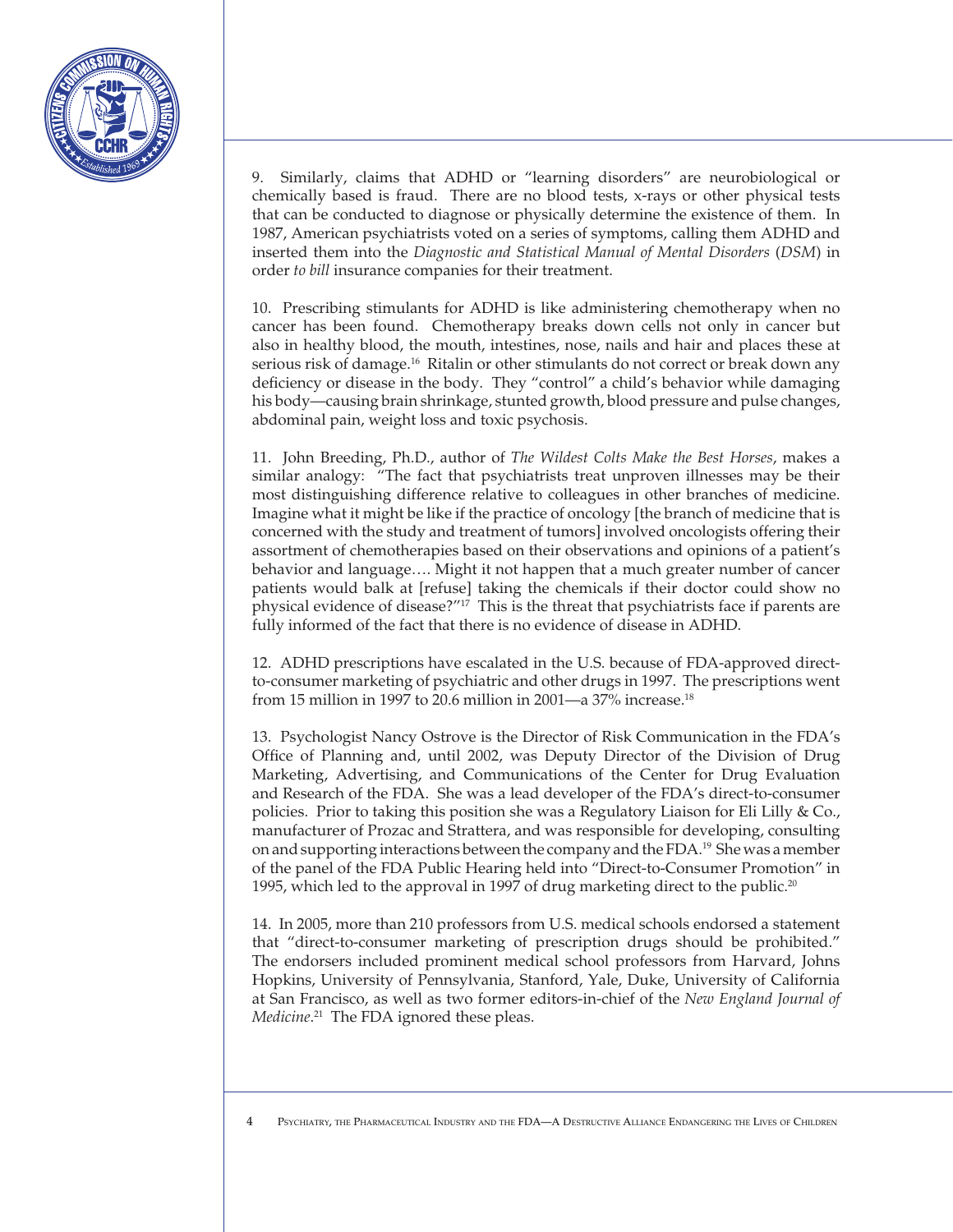9. Similarly, claims that ADHD or "learning disorders" are neurobiological or chemically based is fraud. There are no blood tests, x-rays or other physical tests that can be conducted to diagnose or physically determine the existence of them. In 1987, American psychiatrists voted on a series of symptoms, calling them ADHD and inserted them into the *Diagnostic and Statistical Manual of Mental Disorders* (*DSM*) in order *to bill* insurance companies for their treatment.

10. Prescribing stimulants for ADHD is like administering chemotherapy when no cancer has been found. Chemotherapy breaks down cells not only in cancer but also in healthy blood, the mouth, intestines, nose, nails and hair and places these at serious risk of damage.[16] Ritalin or other stimulants do not correct or break down any deficiency or disease in the body. They "control" a child's behavior while damaging his body—causing brain shrinkage, stunted growth, blood pressure and pulse changes, abdominal pain, weight loss and toxic psychosis.

11. John Breeding, Ph.D., author of *The Wildest Colts Make the Best Horses*, makes a similar analogy: "The fact that psychiatrists treat unproven illnesses may be their most distinguishing difference relative to colleagues in other branches of medicine. Imagine what it might be like if the practice of oncology [the branch of medicine that is concerned with the study and treatment of tumors] involved oncologists offering their assortment of chemotherapies based on their observations and opinions of a patient's behavior and language…. Might it not happen that a much greater number of cancer patients would balk at [refuse] taking the chemicals if their doctor could show no physical evidence of disease?"[17] This is the threat that psychiatrists face if parents are fully informed of the fact that there is no evidence of disease in ADHD.

12. ADHD prescriptions have escalated in the U.S. because of FDA-approved direct-to-consumer marketing of psychiatric and other drugs in 1997. The prescriptions went from 15 million in 1997 to 20.6 million in 2001—a 37% increase.[18]

13. Psychologist Nancy Ostrove is the Director of Risk Communication in the FDA's Office of Planning and, until 2002, was Deputy Director of the Division of Drug Marketing, Advertising, and Communications of the Center for Drug Evaluation and Research of the FDA. She was a lead developer of the FDA's direct-to-consumer policies. Prior to taking this position she was a Regulatory Liaison for Eli Lilly & Co., manufacturer of Prozac and Strattera, and was responsible for developing, consulting on and supporting interactions between the company and the FDA.[19] She was a member of the panel of the FDA Public Hearing held into "Direct-to-Consumer Promotion" in 1995, which led to the approval in 1997 of drug marketing direct to the public.[20]

14. In 2005, more than 210 professors from U.S. medical schools endorsed a statement that "direct-to-consumer marketing of prescription drugs should be prohibited." The endorsers included prominent medical school professors from Harvard, Johns Hopkins, University of Pennsylvania, Stanford, Yale, Duke, University of California at San Francisco, as well as two former editors-in-chief of the *New England Journal of Medicine*.[21] The FDA ignored these pleas.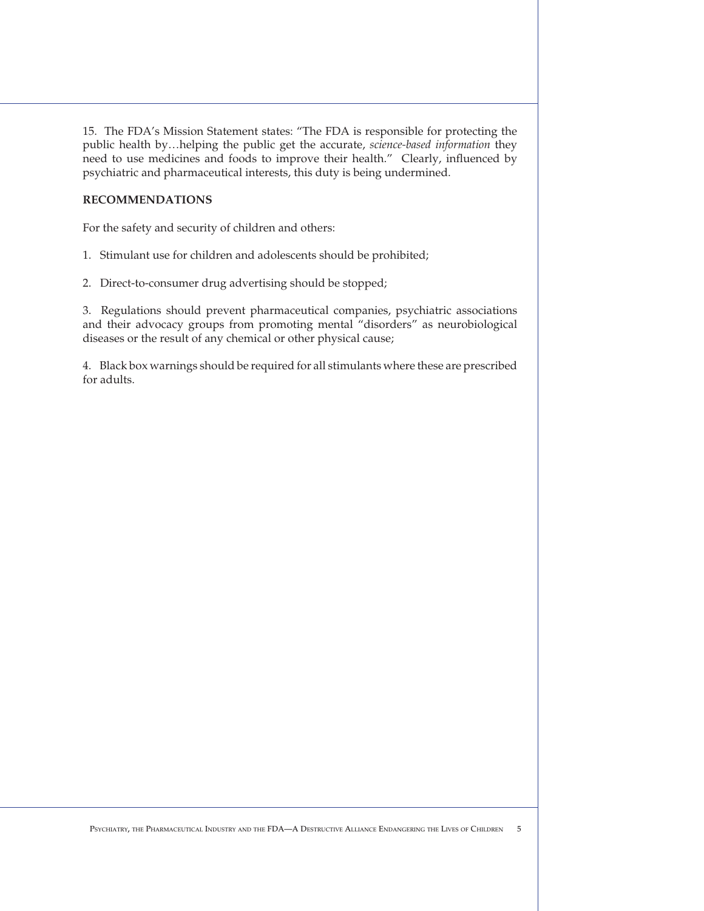15. The FDA's Mission Statement states: "The FDA is responsible for protecting the public health by…helping the public get the accurate, *science-based information* they need to use medicines and foods to improve their health." Clearly, influenced by psychiatric and pharmaceutical interests, this duty is being undermined.

**RECOMMENDATIONS**

For the safety and security of children and others:

1. Stimulant use for children and adolescents should be prohibited;

2. Direct-to-consumer drug advertising should be stopped;

3. Regulations should prevent pharmaceutical companies, psychiatric associations and their advocacy groups from promoting mental "disorders" as neurobiological diseases or the result of any chemical or other physical cause;

4. Black box warnings should be required for all stimulants where these are prescribed for adults.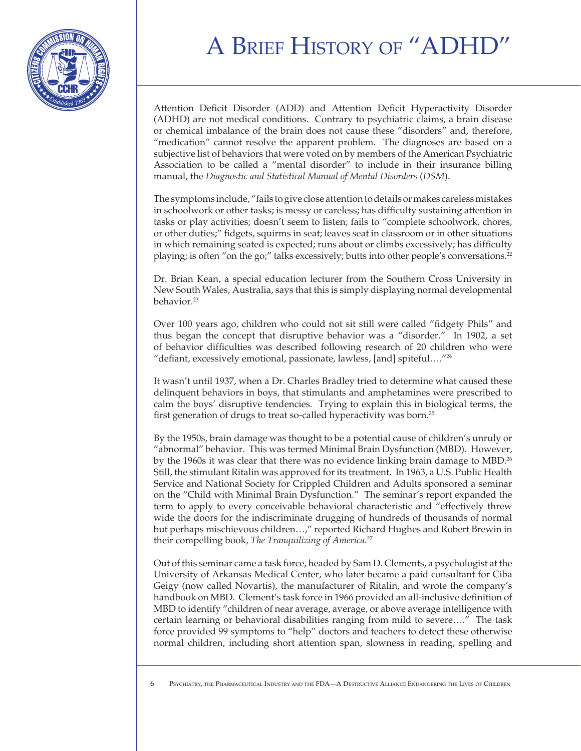# A Brief History of "ADHD"

Attention Deficit Disorder (ADD) and Attention Deficit Hyperactivity Disorder (ADHD) are not medical conditions. Contrary to psychiatric claims, a brain disease or chemical imbalance of the brain does not cause these "disorders" and, therefore, "medication" cannot resolve the apparent problem. The diagnoses are based on a subjective list of behaviors that were voted on by members of the American Psychiatric Association to be called a "mental disorder" to include in their insurance billing manual, the *Diagnostic and Statistical Manual of Mental Disorders* (*DSM*).

The symptoms include, "fails to give close attention to details or makes careless mistakes in schoolwork or other tasks; is messy or careless; has difficulty sustaining attention in tasks or play activities; doesn't seem to listen; fails to "complete schoolwork, chores, or other duties;" fidgets, squirms in seat; leaves seat in classroom or in other situations in which remaining seated is expected; runs about or climbs excessively; has difficulty playing; is often "on the go;" talks excessively; butts into other people's conversations.[22]

Dr. Brian Kean, a special education lecturer from the Southern Cross University in New South Wales, Australia, says that this is simply displaying normal developmental behavior.[23]

Over 100 years ago, children who could not sit still were called "fidgety Phils" and thus began the concept that disruptive behavior was a "disorder." In 1902, a set of behavior difficulties was described following research of 20 children who were "defiant, excessively emotional, passionate, lawless, [and] spiteful…."[24]

It wasn't until 1937, when a Dr. Charles Bradley tried to determine what caused these delinquent behaviors in boys, that stimulants and amphetamines were prescribed to calm the boys' disruptive tendencies. Trying to explain this in biological terms, the first generation of drugs to treat so-called hyperactivity was born.[25]

By the 1950s, brain damage was thought to be a potential cause of children's unruly or "abnormal" behavior. This was termed Minimal Brain Dysfunction (MBD). However, by the 1960s it was clear that there was no evidence linking brain damage to MBD.[26] Still, the stimulant Ritalin was approved for its treatment. In 1963, a U.S. Public Health Service and National Society for Crippled Children and Adults sponsored a seminar on the "Child with Minimal Brain Dysfunction." The seminar's report expanded the term to apply to every conceivable behavioral characteristic and "effectively threw wide the doors for the indiscriminate drugging of hundreds of thousands of normal but perhaps mischievous children…," reported Richard Hughes and Robert Brewin in their compelling book, *The Tranquilizing of America*.[27]

Out of this seminar came a task force, headed by Sam D. Clements, a psychologist at the University of Arkansas Medical Center, who later became a paid consultant for Ciba Geigy (now called Novartis), the manufacturer of Ritalin, and wrote the company's handbook on MBD. Clement's task force in 1966 provided an all-inclusive definition of MBD to identify "children of near average, average, or above average intelligence with certain learning or behavioral disabilities ranging from mild to severe…." The task force provided 99 symptoms to "help" doctors and teachers to detect these otherwise normal children, including short attention span, slowness in reading, spelling and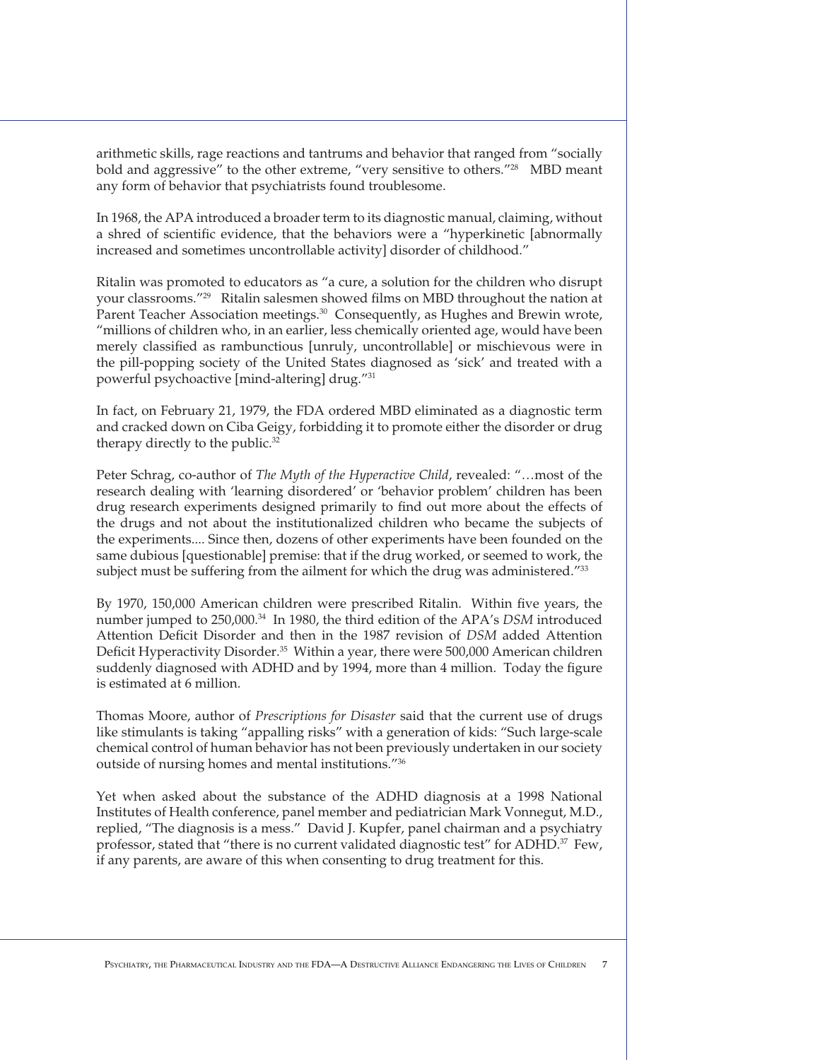arithmetic skills, rage reactions and tantrums and behavior that ranged from "socially bold and aggressive" to the other extreme, "very sensitive to others."[28] MBD meant any form of behavior that psychiatrists found troublesome.

In 1968, the APA introduced a broader term to its diagnostic manual, claiming, without a shred of scientific evidence, that the behaviors were a "hyperkinetic [abnormally increased and sometimes uncontrollable activity] disorder of childhood."

Ritalin was promoted to educators as "a cure, a solution for the children who disrupt your classrooms."[29] Ritalin salesmen showed films on MBD throughout the nation at Parent Teacher Association meetings.[30] Consequently, as Hughes and Brewin wrote, "millions of children who, in an earlier, less chemically oriented age, would have been merely classified as rambunctious [unruly, uncontrollable] or mischievous were in the pill-popping society of the United States diagnosed as 'sick' and treated with a powerful psychoactive [mind-altering] drug."[31]

In fact, on February 21, 1979, the FDA ordered MBD eliminated as a diagnostic term and cracked down on Ciba Geigy, forbidding it to promote either the disorder or drug therapy directly to the public.[32]

Peter Schrag, co-author of *The Myth of the Hyperactive Child*, revealed: "…most of the research dealing with 'learning disordered' or 'behavior problem' children has been drug research experiments designed primarily to find out more about the effects of the drugs and not about the institutionalized children who became the subjects of the experiments.... Since then, dozens of other experiments have been founded on the same dubious [questionable] premise: that if the drug worked, or seemed to work, the subject must be suffering from the ailment for which the drug was administered."[33]

By 1970, 150,000 American children were prescribed Ritalin. Within five years, the number jumped to 250,000.[34] In 1980, the third edition of the APA's *DSM* introduced Attention Deficit Disorder and then in the 1987 revision of *DSM* added Attention Deficit Hyperactivity Disorder.[35] Within a year, there were 500,000 American children suddenly diagnosed with ADHD and by 1994, more than 4 million. Today the figure is estimated at 6 million.

Thomas Moore, author of *Prescriptions for Disaster* said that the current use of drugs like stimulants is taking "appalling risks" with a generation of kids: "Such large-scale chemical control of human behavior has not been previously undertaken in our society outside of nursing homes and mental institutions."[36]

Yet when asked about the substance of the ADHD diagnosis at a 1998 National Institutes of Health conference, panel member and pediatrician Mark Vonnegut, M.D., replied, "The diagnosis is a mess." David J. Kupfer, panel chairman and a psychiatry professor, stated that "there is no current validated diagnostic test" for ADHD.[37] Few, if any parents, are aware of this when consenting to drug treatment for this.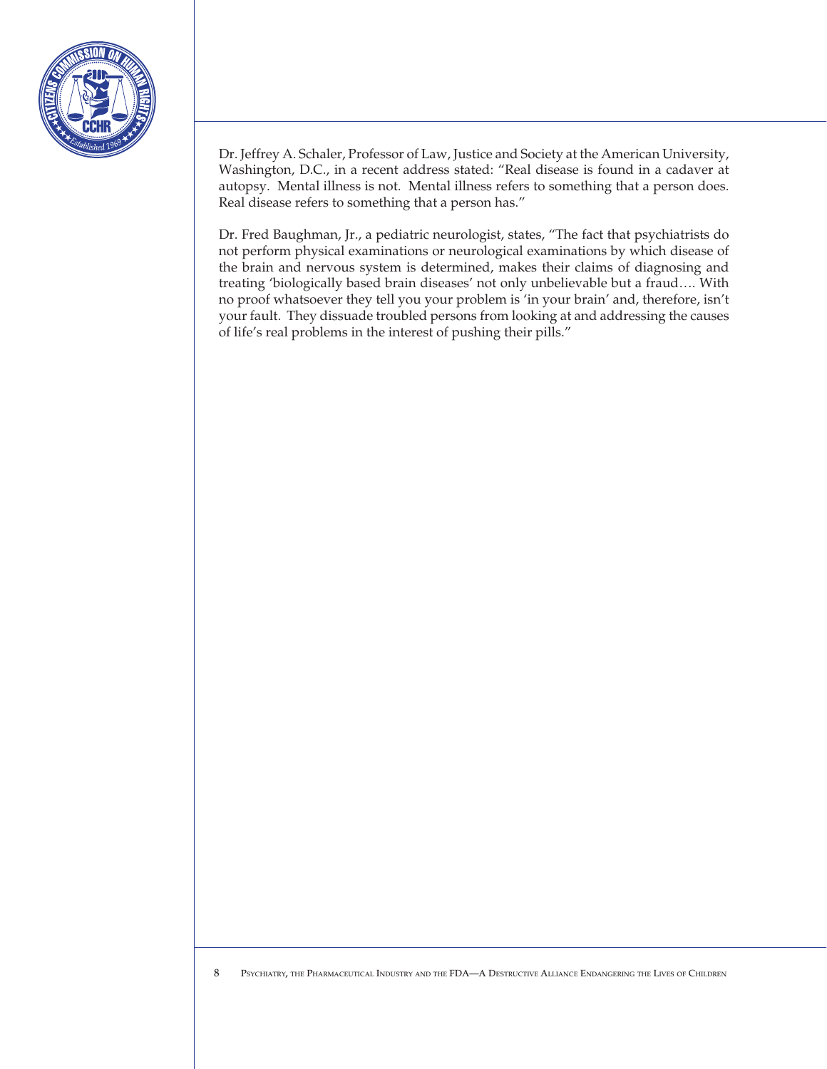Dr. Jeffrey A. Schaler, Professor of Law, Justice and Society at the American University, Washington, D.C., in a recent address stated: "Real disease is found in a cadaver at autopsy. Mental illness is not. Mental illness refers to something that a person does. Real disease refers to something that a person has."

Dr. Fred Baughman, Jr., a pediatric neurologist, states, "The fact that psychiatrists do not perform physical examinations or neurological examinations by which disease of the brain and nervous system is determined, makes their claims of diagnosing and treating 'biologically based brain diseases' not only unbelievable but a fraud…. With no proof whatsoever they tell you your problem is 'in your brain' and, therefore, isn't your fault. They dissuade troubled persons from looking at and addressing the causes of life's real problems in the interest of pushing their pills."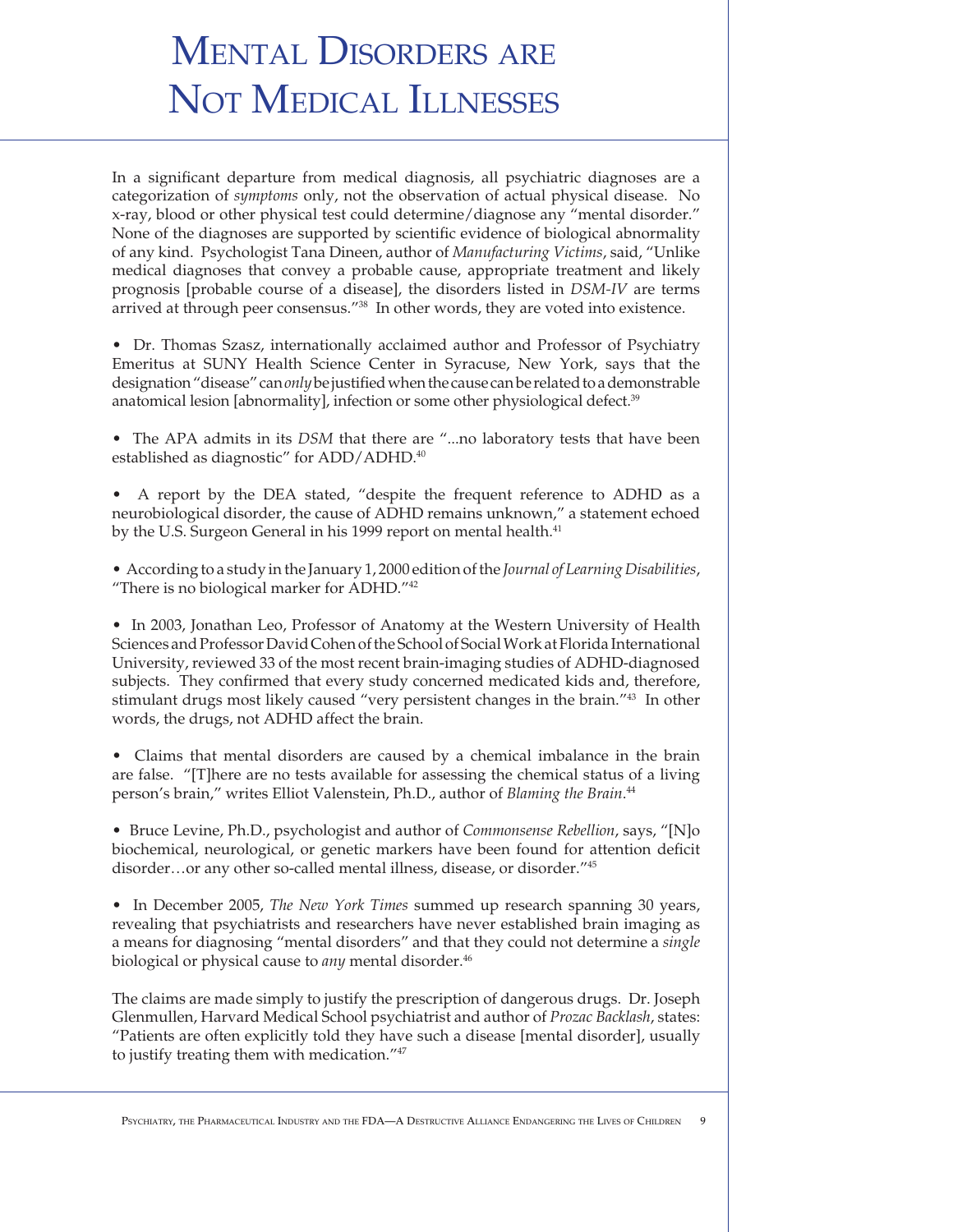# Mental Disorders are Not Medical Illnesses

In a significant departure from medical diagnosis, all psychiatric diagnoses are a categorization of *symptoms* only, not the observation of actual physical disease. No x-ray, blood or other physical test could determine/diagnose any "mental disorder." None of the diagnoses are supported by scientific evidence of biological abnormality of any kind. Psychologist Tana Dineen, author of *Manufacturing Victims*, said, "Unlike medical diagnoses that convey a probable cause, appropriate treatment and likely prognosis [probable course of a disease], the disorders listed in *DSM-IV* are terms arrived at through peer consensus."[38] In other words, they are voted into existence.

- Dr. Thomas Szasz, internationally acclaimed author and Professor of Psychiatry Emeritus at SUNY Health Science Center in Syracuse, New York, says that the designation "disease" can *only* be justified when the cause can be related to a demonstrable anatomical lesion [abnormality], infection or some other physiological defect.[39]

- The APA admits in its *DSM* that there are "...no laboratory tests that have been established as diagnostic" for ADD/ADHD.[40]

- A report by the DEA stated, "despite the frequent reference to ADHD as a neurobiological disorder, the cause of ADHD remains unknown," a statement echoed by the U.S. Surgeon General in his 1999 report on mental health.[41]

- According to a study in the January 1, 2000 edition of the *Journal of Learning Disabilities*, "There is no biological marker for ADHD."[42]

- In 2003, Jonathan Leo, Professor of Anatomy at the Western University of Health Sciences and Professor David Cohen of the School of Social Work at Florida International University, reviewed 33 of the most recent brain-imaging studies of ADHD-diagnosed subjects. They confirmed that every study concerned medicated kids and, therefore, stimulant drugs most likely caused "very persistent changes in the brain."[43] In other words, the drugs, not ADHD affect the brain.

- Claims that mental disorders are caused by a chemical imbalance in the brain are false. "[T]here are no tests available for assessing the chemical status of a living person's brain," writes Elliot Valenstein, Ph.D., author of *Blaming the Brain*.[44]

- Bruce Levine, Ph.D., psychologist and author of *Commonsense Rebellion*, says, "[N]o biochemical, neurological, or genetic markers have been found for attention deficit disorder…or any other so-called mental illness, disease, or disorder."[45]

- In December 2005, *The New York Times* summed up research spanning 30 years, revealing that psychiatrists and researchers have never established brain imaging as a means for diagnosing "mental disorders" and that they could not determine a *single* biological or physical cause to *any* mental disorder.[46]

The claims are made simply to justify the prescription of dangerous drugs. Dr. Joseph Glenmullen, Harvard Medical School psychiatrist and author of *Prozac Backlash*, states: "Patients are often explicitly told they have such a disease [mental disorder], usually to justify treating them with medication."[47]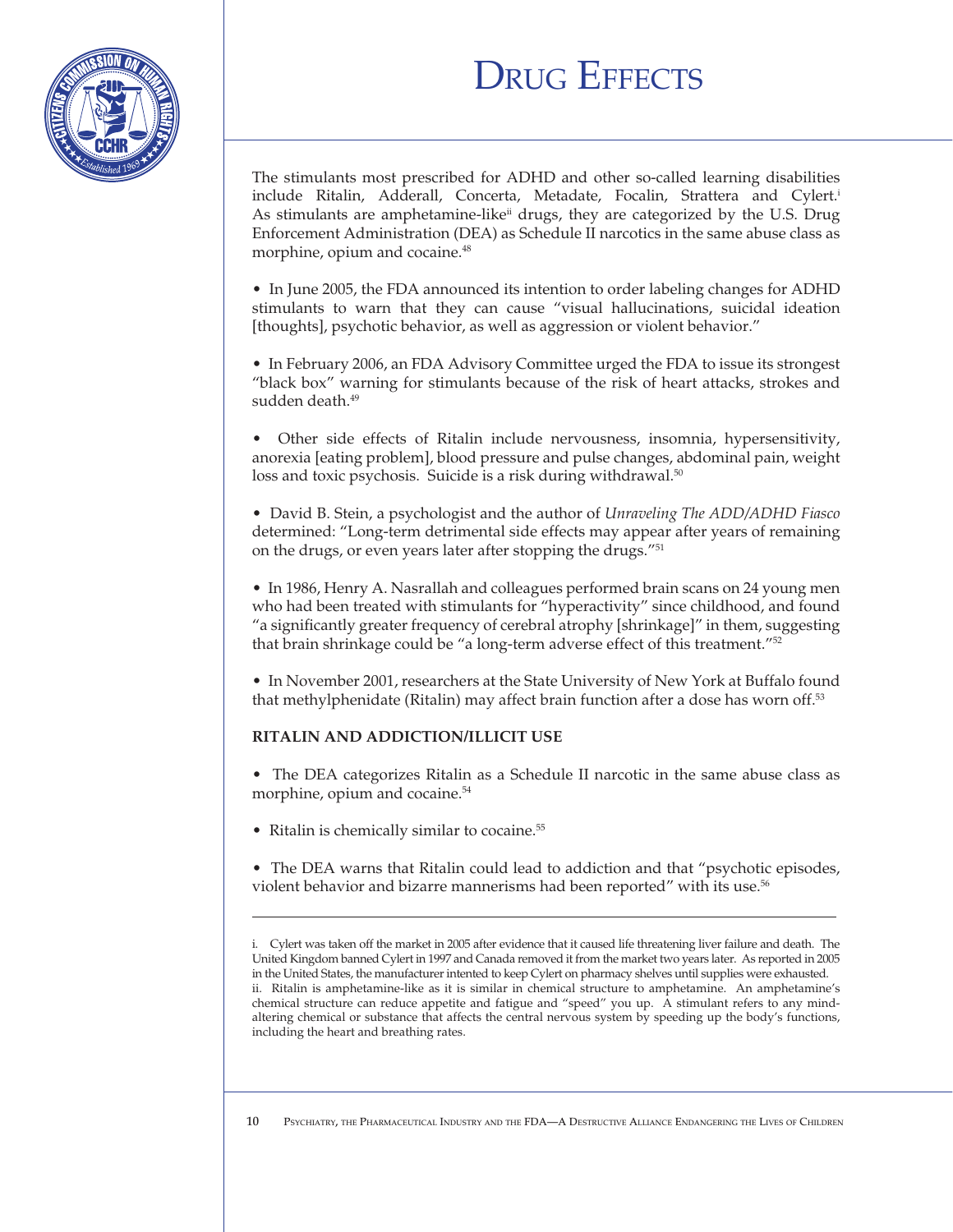# DRUG EFFECTS

The stimulants most prescribed for ADHD and other so-called learning disabilities include Ritalin, Adderall, Concerta, Metadate, Focalin, Strattera and Cylert.[i] As stimulants are amphetamine-like[ii] drugs, they are categorized by the U.S. Drug Enforcement Administration (DEA) as Schedule II narcotics in the same abuse class as morphine, opium and cocaine.[48]

- In June 2005, the FDA announced its intention to order labeling changes for ADHD stimulants to warn that they can cause "visual hallucinations, suicidal ideation [thoughts], psychotic behavior, as well as aggression or violent behavior."

- In February 2006, an FDA Advisory Committee urged the FDA to issue its strongest "black box" warning for stimulants because of the risk of heart attacks, strokes and sudden death.[49]

- Other side effects of Ritalin include nervousness, insomnia, hypersensitivity, anorexia [eating problem], blood pressure and pulse changes, abdominal pain, weight loss and toxic psychosis. Suicide is a risk during withdrawal.[50]

- David B. Stein, a psychologist and the author of *Unraveling The ADD/ADHD Fiasco* determined: "Long-term detrimental side effects may appear after years of remaining on the drugs, or even years later after stopping the drugs."[51]

- In 1986, Henry A. Nasrallah and colleagues performed brain scans on 24 young men who had been treated with stimulants for "hyperactivity" since childhood, and found "a significantly greater frequency of cerebral atrophy [shrinkage]" in them, suggesting that brain shrinkage could be "a long-term adverse effect of this treatment."[52]

- In November 2001, researchers at the State University of New York at Buffalo found that methylphenidate (Ritalin) may affect brain function after a dose has worn off.[53]

**RITALIN AND ADDICTION/ILLICIT USE**

- The DEA categorizes Ritalin as a Schedule II narcotic in the same abuse class as morphine, opium and cocaine.[54]

- Ritalin is chemically similar to cocaine.[55]

- The DEA warns that Ritalin could lead to addiction and that "psychotic episodes, violent behavior and bizarre mannerisms had been reported" with its use.[56]

---

i. Cylert was taken off the market in 2005 after evidence that it caused life threatening liver failure and death. The United Kingdom banned Cylert in 1997 and Canada removed it from the market two years later. As reported in 2005 in the United States, the manufacturer intended to keep Cylert on pharmacy shelves until supplies were exhausted.

ii. Ritalin is amphetamine-like as it is similar in chemical structure to amphetamine. An amphetamine's chemical structure can reduce appetite and fatigue and "speed" you up. A stimulant refers to any mind-altering chemical or substance that affects the central nervous system by speeding up the body's functions, including the heart and breathing rates.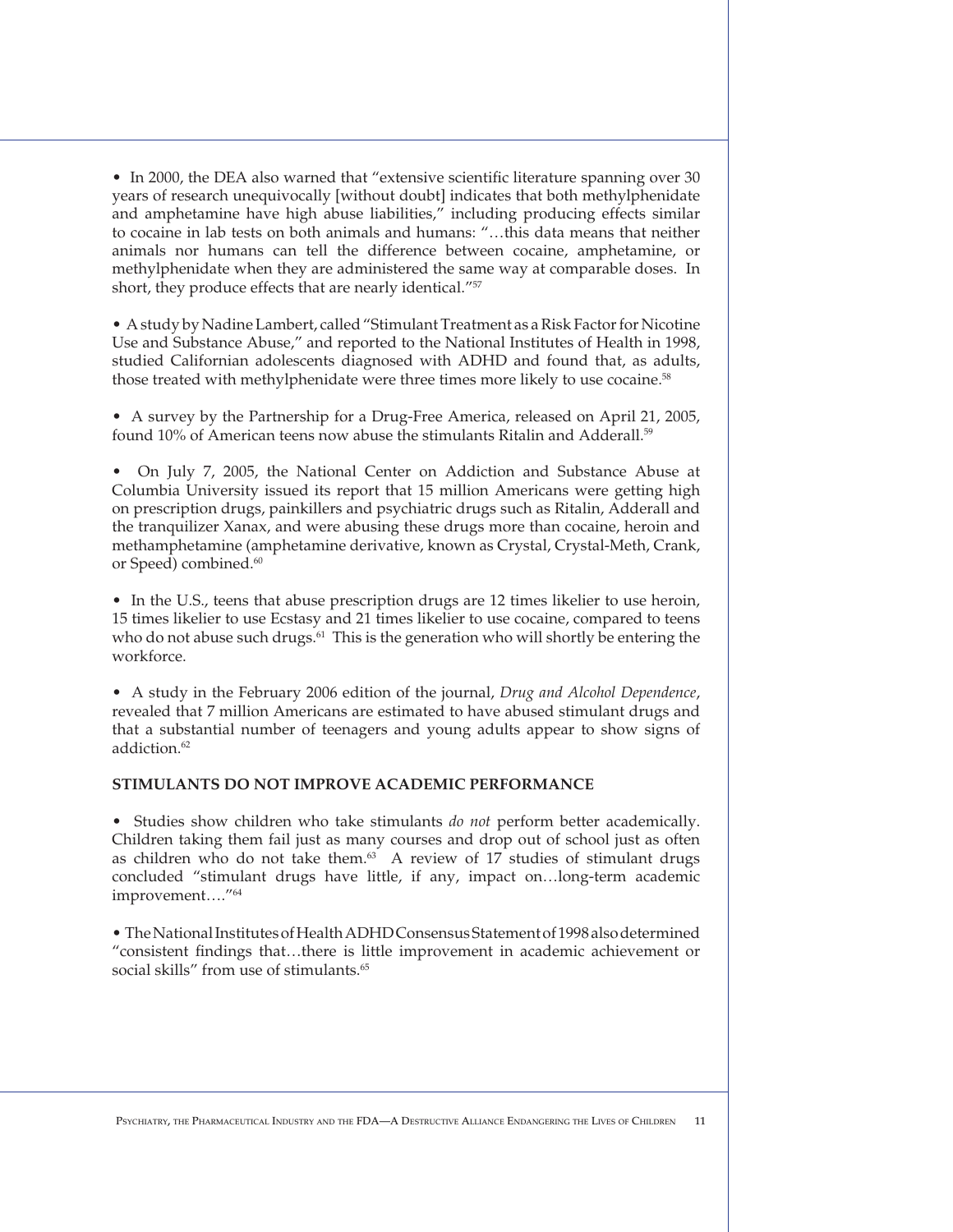• In 2000, the DEA also warned that "extensive scientific literature spanning over 30 years of research unequivocally [without doubt] indicates that both methylphenidate and amphetamine have high abuse liabilities," including producing effects similar to cocaine in lab tests on both animals and humans: "…this data means that neither animals nor humans can tell the difference between cocaine, amphetamine, or methylphenidate when they are administered the same way at comparable doses. In short, they produce effects that are nearly identical."[57]

• A study by Nadine Lambert, called "Stimulant Treatment as a Risk Factor for Nicotine Use and Substance Abuse," and reported to the National Institutes of Health in 1998, studied Californian adolescents diagnosed with ADHD and found that, as adults, those treated with methylphenidate were three times more likely to use cocaine.[58]

• A survey by the Partnership for a Drug-Free America, released on April 21, 2005, found 10% of American teens now abuse the stimulants Ritalin and Adderall.[59]

• On July 7, 2005, the National Center on Addiction and Substance Abuse at Columbia University issued its report that 15 million Americans were getting high on prescription drugs, painkillers and psychiatric drugs such as Ritalin, Adderall and the tranquilizer Xanax, and were abusing these drugs more than cocaine, heroin and methamphetamine (amphetamine derivative, known as Crystal, Crystal-Meth, Crank, or Speed) combined.[60]

• In the U.S., teens that abuse prescription drugs are 12 times likelier to use heroin, 15 times likelier to use Ecstasy and 21 times likelier to use cocaine, compared to teens who do not abuse such drugs.[61] This is the generation who will shortly be entering the workforce.

• A study in the February 2006 edition of the journal, *Drug and Alcohol Dependence*, revealed that 7 million Americans are estimated to have abused stimulant drugs and that a substantial number of teenagers and young adults appear to show signs of addiction.[62]

**STIMULANTS DO NOT IMPROVE ACADEMIC PERFORMANCE**

• Studies show children who take stimulants *do not* perform better academically. Children taking them fail just as many courses and drop out of school just as often as children who do not take them.[63] A review of 17 studies of stimulant drugs concluded "stimulant drugs have little, if any, impact on…long-term academic improvement…."[64]

• The National Institutes of Health ADHD Consensus Statement of 1998 also determined "consistent findings that…there is little improvement in academic achievement or social skills" from use of stimulants.[65]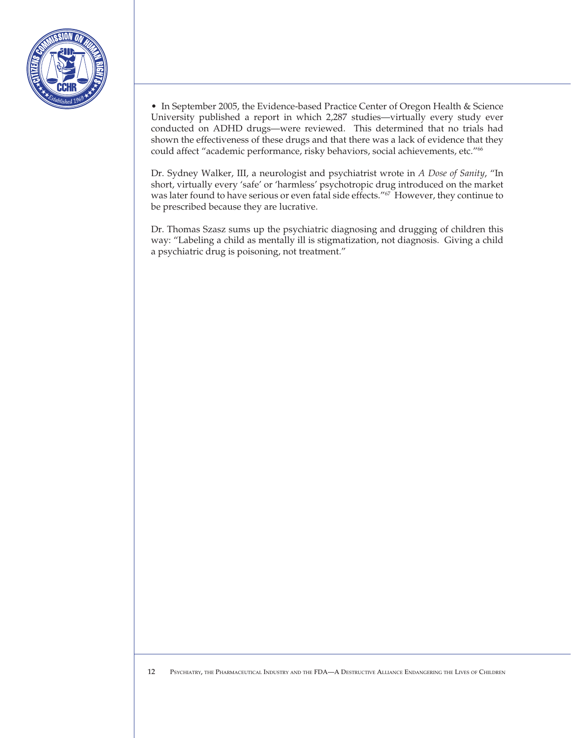- In September 2005, the Evidence-based Practice Center of Oregon Health & Science University published a report in which 2,287 studies—virtually every study ever conducted on ADHD drugs—were reviewed. This determined that no trials had shown the effectiveness of these drugs and that there was a lack of evidence that they could affect "academic performance, risky behaviors, social achievements, etc."[66]

Dr. Sydney Walker, III, a neurologist and psychiatrist wrote in *A Dose of Sanity*, "In short, virtually every 'safe' or 'harmless' psychotropic drug introduced on the market was later found to have serious or even fatal side effects."[67] However, they continue to be prescribed because they are lucrative.

Dr. Thomas Szasz sums up the psychiatric diagnosing and drugging of children this way: "Labeling a child as mentally ill is stigmatization, not diagnosis. Giving a child a psychiatric drug is poisoning, not treatment."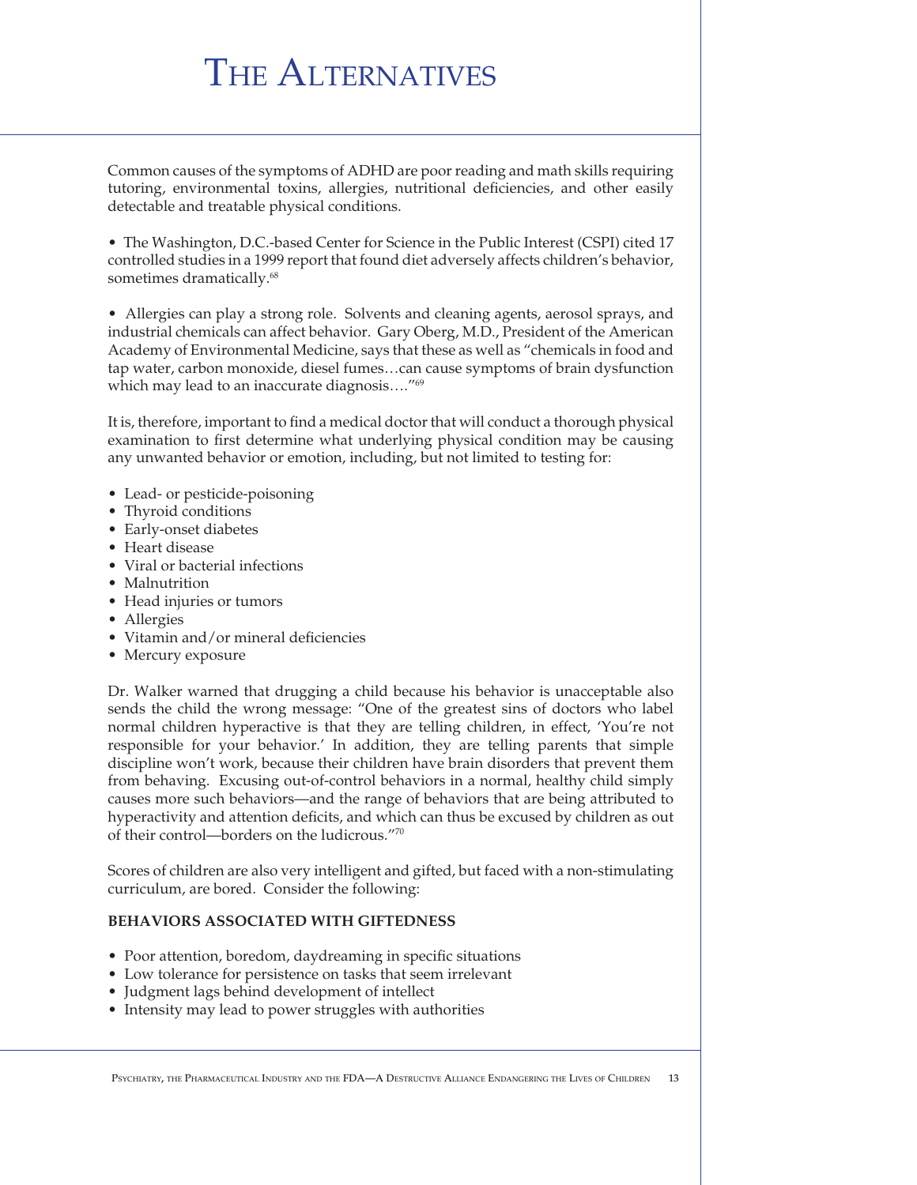# The Alternatives

Common causes of the symptoms of ADHD are poor reading and math skills requiring tutoring, environmental toxins, allergies, nutritional deficiencies, and other easily detectable and treatable physical conditions.

- The Washington, D.C.-based Center for Science in the Public Interest (CSPI) cited 17 controlled studies in a 1999 report that found diet adversely affects children's behavior, sometimes dramatically.[68]

- Allergies can play a strong role. Solvents and cleaning agents, aerosol sprays, and industrial chemicals can affect behavior. Gary Oberg, M.D., President of the American Academy of Environmental Medicine, says that these as well as "chemicals in food and tap water, carbon monoxide, diesel fumes…can cause symptoms of brain dysfunction which may lead to an inaccurate diagnosis…."[69]

It is, therefore, important to find a medical doctor that will conduct a thorough physical examination to first determine what underlying physical condition may be causing any unwanted behavior or emotion, including, but not limited to testing for:

- Lead- or pesticide-poisoning
- Thyroid conditions
- Early-onset diabetes
- Heart disease
- Viral or bacterial infections
- Malnutrition
- Head injuries or tumors
- Allergies
- Vitamin and/or mineral deficiencies
- Mercury exposure

Dr. Walker warned that drugging a child because his behavior is unacceptable also sends the child the wrong message: "One of the greatest sins of doctors who label normal children hyperactive is that they are telling children, in effect, 'You're not responsible for your behavior.' In addition, they are telling parents that simple discipline won't work, because their children have brain disorders that prevent them from behaving. Excusing out-of-control behaviors in a normal, healthy child simply causes more such behaviors—and the range of behaviors that are being attributed to hyperactivity and attention deficits, and which can thus be excused by children as out of their control—borders on the ludicrous."[70]

Scores of children are also very intelligent and gifted, but faced with a non-stimulating curriculum, are bored. Consider the following:

**BEHAVIORS ASSOCIATED WITH GIFTEDNESS**

- Poor attention, boredom, daydreaming in specific situations
- Low tolerance for persistence on tasks that seem irrelevant
- Judgment lags behind development of intellect
- Intensity may lead to power struggles with authorities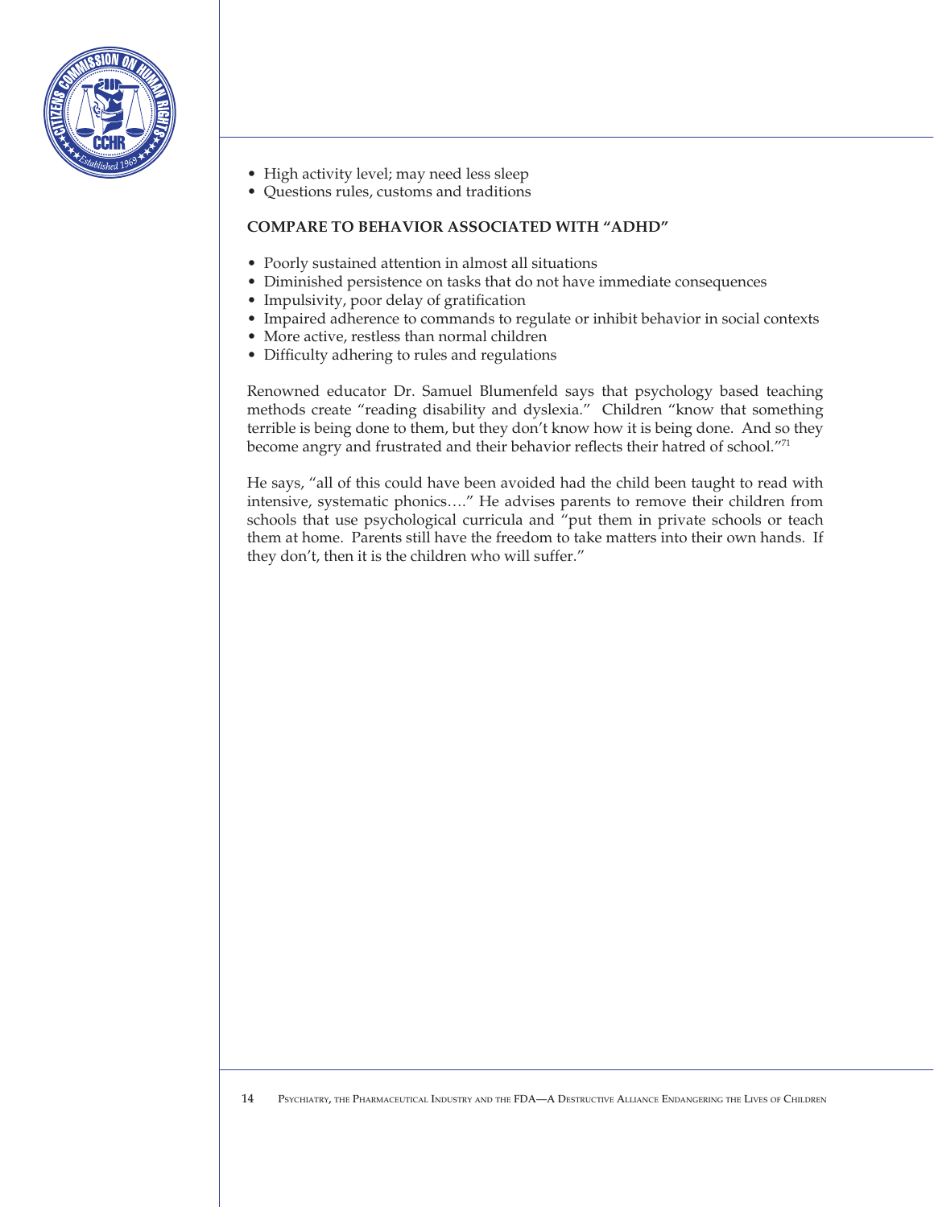- High activity level; may need less sleep
- Questions rules, customs and traditions

**COMPARE TO BEHAVIOR ASSOCIATED WITH "ADHD"**

- Poorly sustained attention in almost all situations
- Diminished persistence on tasks that do not have immediate consequences
- Impulsivity, poor delay of gratification
- Impaired adherence to commands to regulate or inhibit behavior in social contexts
- More active, restless than normal children
- Difficulty adhering to rules and regulations

Renowned educator Dr. Samuel Blumenfeld says that psychology based teaching methods create "reading disability and dyslexia." Children "know that something terrible is being done to them, but they don't know how it is being done. And so they become angry and frustrated and their behavior reflects their hatred of school."[71]

He says, "all of this could have been avoided had the child been taught to read with intensive, systematic phonics…." He advises parents to remove their children from schools that use psychological curricula and "put them in private schools or teach them at home. Parents still have the freedom to take matters into their own hands. If they don't, then it is the children who will suffer."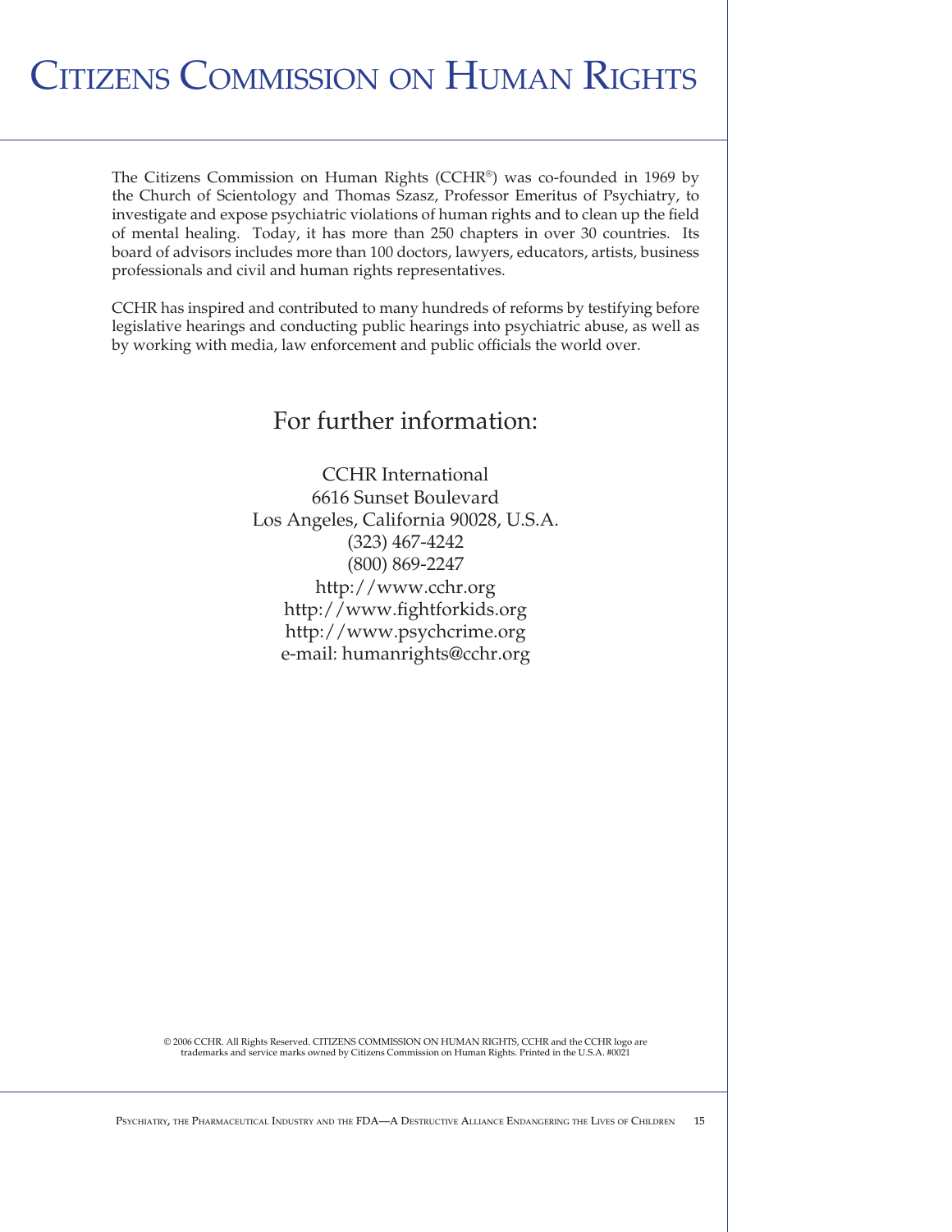# Citizens Commission on Human Rights

The Citizens Commission on Human Rights (CCHR®) was co-founded in 1969 by the Church of Scientology and Thomas Szasz, Professor Emeritus of Psychiatry, to investigate and expose psychiatric violations of human rights and to clean up the field of mental healing. Today, it has more than 250 chapters in over 30 countries. Its board of advisors includes more than 100 doctors, lawyers, educators, artists, business professionals and civil and human rights representatives.

CCHR has inspired and contributed to many hundreds of reforms by testifying before legislative hearings and conducting public hearings into psychiatric abuse, as well as by working with media, law enforcement and public officials the world over.

## For further information:

CCHR International
6616 Sunset Boulevard
Los Angeles, California 90028, U.S.A.
(323) 467-4242
(800) 869-2247
http://www.cchr.org
http://www.fightforkids.org
http://www.psychcrime.org
e-mail: humanrights@cchr.org

© 2006 CCHR. All Rights Reserved. CITIZENS COMMISSION ON HUMAN RIGHTS, CCHR and the CCHR logo are trademarks and service marks owned by Citizens Commission on Human Rights. Printed in the U.S.A. #0021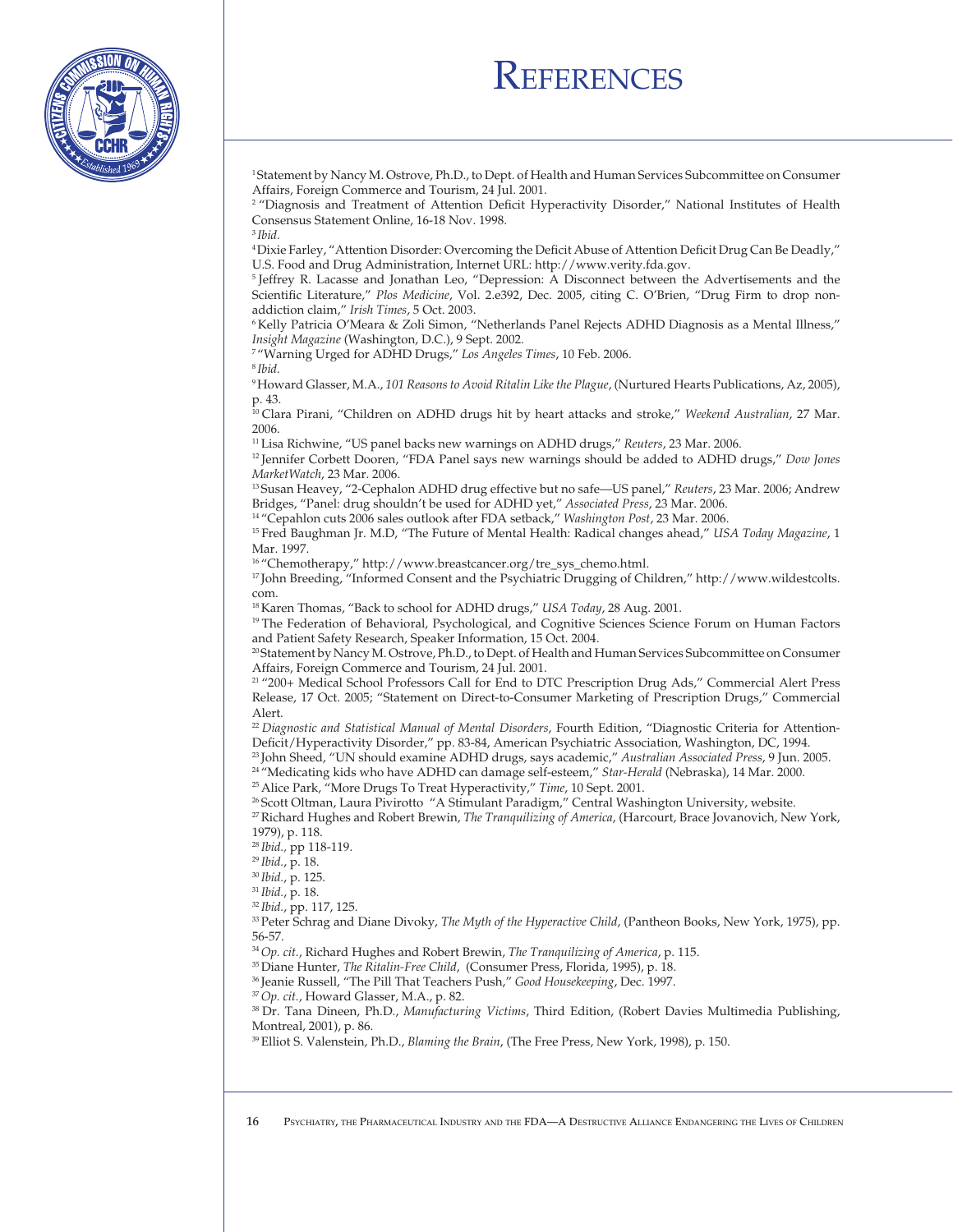# References

[1] Statement by Nancy M. Ostrove, Ph.D., to Dept. of Health and Human Services Subcommittee on Consumer Affairs, Foreign Commerce and Tourism, 24 Jul. 2001.

[2] "Diagnosis and Treatment of Attention Deficit Hyperactivity Disorder," National Institutes of Health Consensus Statement Online, 16-18 Nov. 1998.

[3] *Ibid.*

[4] Dixie Farley, "Attention Disorder: Overcoming the Deficit Abuse of Attention Deficit Drug Can Be Deadly," U.S. Food and Drug Administration, Internet URL: http://www.verity.fda.gov.

[5] Jeffrey R. Lacasse and Jonathan Leo, "Depression: A Disconnect between the Advertisements and the Scientific Literature," *Plos Medicine*, Vol. 2.e392, Dec. 2005, citing C. O'Brien, "Drug Firm to drop non-addiction claim," *Irish Times*, 5 Oct. 2003.

[6] Kelly Patricia O'Meara & Zoli Simon, "Netherlands Panel Rejects ADHD Diagnosis as a Mental Illness," *Insight Magazine* (Washington, D.C.), 9 Sept. 2002.

[7] "Warning Urged for ADHD Drugs," *Los Angeles Times*, 10 Feb. 2006.

[8] *Ibid.*

[9] Howard Glasser, M.A., *101 Reasons to Avoid Ritalin Like the Plague*, (Nurtured Hearts Publications, Az, 2005), p. 43.

[10] Clara Pirani, "Children on ADHD drugs hit by heart attacks and stroke," *Weekend Australian*, 27 Mar. 2006.

[11] Lisa Richwine, "US panel backs new warnings on ADHD drugs," *Reuters*, 23 Mar. 2006.

[12] Jennifer Corbett Dooren, "FDA Panel says new warnings should be added to ADHD drugs," *Dow Jones MarketWatch*, 23 Mar. 2006.

[13] Susan Heavey, "2-Cephalon ADHD drug effective but no safe—US panel," *Reuters*, 23 Mar. 2006; Andrew Bridges, "Panel: drug shouldn't be used for ADHD yet," *Associated Press*, 23 Mar. 2006.

[14] "Cepahlon cuts 2006 sales outlook after FDA setback," *Washington Post*, 23 Mar. 2006.

[15] Fred Baughman Jr. M.D, "The Future of Mental Health: Radical changes ahead," *USA Today Magazine*, 1 Mar. 1997.

[16] "Chemotherapy," http://www.breastcancer.org/tre_sys_chemo.html.

[17] John Breeding, "Informed Consent and the Psychiatric Drugging of Children," http://www.wildestcolts.com.

[18] Karen Thomas, "Back to school for ADHD drugs," *USA Today*, 28 Aug. 2001.

[19] The Federation of Behavioral, Psychological, and Cognitive Sciences Science Forum on Human Factors and Patient Safety Research, Speaker Information, 15 Oct. 2004.

[20] Statement by Nancy M. Ostrove, Ph.D., to Dept. of Health and Human Services Subcommittee on Consumer Affairs, Foreign Commerce and Tourism, 24 Jul. 2001.

[21] "200+ Medical School Professors Call for End to DTC Prescription Drug Ads," Commercial Alert Press Release, 17 Oct. 2005; "Statement on Direct-to-Consumer Marketing of Prescription Drugs," Commercial Alert.

[22] *Diagnostic and Statistical Manual of Mental Disorders*, Fourth Edition, "Diagnostic Criteria for Attention-Deficit/Hyperactivity Disorder," pp. 83-84, American Psychiatric Association, Washington, DC, 1994.

[23] John Sheed, "UN should examine ADHD drugs, says academic," *Australian Associated Press*, 9 Jun. 2005.

[24] "Medicating kids who have ADHD can damage self-esteem," *Star-Herald* (Nebraska), 14 Mar. 2000.

[25] Alice Park, "More Drugs To Treat Hyperactivity," *Time*, 10 Sept. 2001.

[26] Scott Oltman, Laura Pivirotto "A Stimulant Paradigm," Central Washington University, website.

[27] Richard Hughes and Robert Brewin, *The Tranquilizing of America*, (Harcourt, Brace Jovanovich, New York, 1979), p. 118.

[28] *Ibid.*, pp 118-119.

[29] *Ibid.*, p. 18.

[30] *Ibid.*, p. 125.

[31] *Ibid.*, p. 18.

[32] *Ibid.*, pp. 117, 125.

[33] Peter Schrag and Diane Divoky, *The Myth of the Hyperactive Child*, (Pantheon Books, New York, 1975), pp. 56-57.

[34] *Op. cit.*, Richard Hughes and Robert Brewin, *The Tranquilizing of America*, p. 115.

[35] Diane Hunter, *The Ritalin-Free Child*, (Consumer Press, Florida, 1995), p. 18.

[36] Jeanie Russell, "The Pill That Teachers Push," *Good Housekeeping*, Dec. 1997.

[37] *Op. cit.*, Howard Glasser, M.A., p. 82.

[38] Dr. Tana Dineen, Ph.D., *Manufacturing Victims*, Third Edition, (Robert Davies Multimedia Publishing, Montreal, 2001), p. 86.

[39] Elliot S. Valenstein, Ph.D., *Blaming the Brain*, (The Free Press, New York, 1998), p. 150.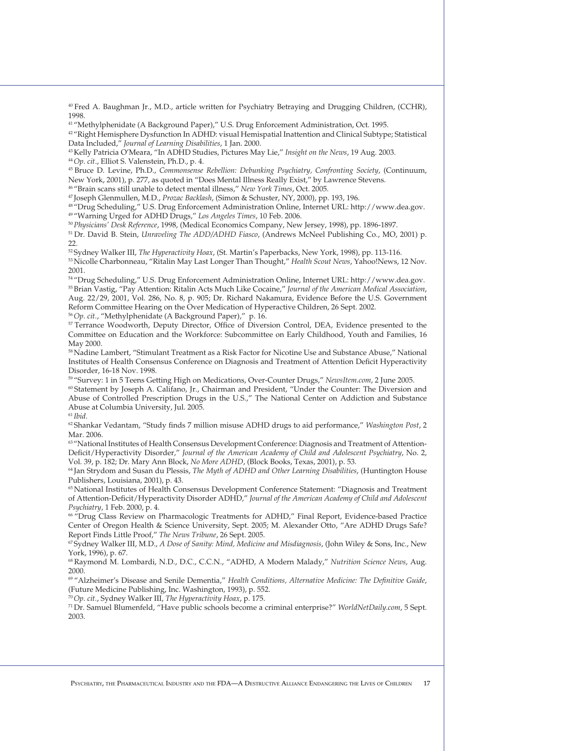[40] Fred A. Baughman Jr., M.D., article written for Psychiatry Betraying and Drugging Children, (CCHR), 1998.

[41] "Methylphenidate (A Background Paper)," U.S. Drug Enforcement Administration, Oct. 1995.

[42] "Right Hemisphere Dysfunction In ADHD: visual Hemispatial Inattention and Clinical Subtype; Statistical Data Included," *Journal of Learning Disabilities*, 1 Jan. 2000.

[43] Kelly Patricia O'Meara, "In ADHD Studies, Pictures May Lie," *Insight on the News*, 19 Aug. 2003.

[44] *Op. cit.*, Elliot S. Valenstein, Ph.D., p. 4.

[45] Bruce D. Levine, Ph.D., *Commonsense Rebellion: Debunking Psychiatry, Confronting Society*, (Continuum, New York, 2001), p. 277, as quoted in "Does Mental Illness Really Exist," by Lawrence Stevens.

[46] "Brain scans still unable to detect mental illness," *New York Times*, Oct. 2005.

[47] Joseph Glenmullen, M.D., *Prozac Backlash*, (Simon & Schuster, NY, 2000), pp. 193, 196.

[48] "Drug Scheduling," U.S. Drug Enforcement Administration Online, Internet URL: http://www.dea.gov.

[49] "Warning Urged for ADHD Drugs," *Los Angeles Times*, 10 Feb. 2006.

[50] *Physicians' Desk Reference*, 1998, (Medical Economics Company, New Jersey, 1998), pp. 1896-1897.

[51] Dr. David B. Stein, *Unraveling The ADD/ADHD Fiasco*, (Andrews McNeel Publishing Co., MO, 2001) p. 22.

[52] Sydney Walker III, *The Hyperactivity Hoax*, (St. Martin's Paperbacks, New York, 1998), pp. 113-116.

[53] Nicolle Charbonneau, "Ritalin May Last Longer Than Thought," *Health Scout News*, Yahoo!News, 12 Nov. 2001.

[54] "Drug Scheduling," U.S. Drug Enforcement Administration Online, Internet URL: http://www.dea.gov.

[55] Brian Vastig, "Pay Attention: Ritalin Acts Much Like Cocaine," *Journal of the American Medical Association*, Aug. 22/29, 2001, Vol. 286, No. 8, p. 905; Dr. Richard Nakamura, Evidence Before the U.S. Government Reform Committee Hearing on the Over Medication of Hyperactive Children, 26 Sept. 2002.

[56] *Op. cit.*, "Methylphenidate (A Background Paper)," p. 16.

[57] Terrance Woodworth, Deputy Director, Office of Diversion Control, DEA, Evidence presented to the Committee on Education and the Workforce: Subcommittee on Early Childhood, Youth and Families, 16 May 2000.

[58] Nadine Lambert, "Stimulant Treatment as a Risk Factor for Nicotine Use and Substance Abuse," National Institutes of Health Consensus Conference on Diagnosis and Treatment of Attention Deficit Hyperactivity Disorder, 16-18 Nov. 1998.

[59] "Survey: 1 in 5 Teens Getting High on Medications, Over-Counter Drugs," *NewsItem.com*, 2 June 2005.

[60] Statement by Joseph A. Califano, Jr., Chairman and President, "Under the Counter: The Diversion and Abuse of Controlled Prescription Drugs in the U.S.," The National Center on Addiction and Substance Abuse at Columbia University, Jul. 2005.

[61] *Ibid.*

[62] Shankar Vedantam, "Study finds 7 million misuse ADHD drugs to aid performance," *Washington Post*, 2 Mar. 2006.

[63] "National Institutes of Health Consensus Development Conference: Diagnosis and Treatment of Attention-Deficit/Hyperactivity Disorder," *Journal of the American Academy of Child and Adolescent Psychiatry*, No. 2, Vol. 39, p. 182; Dr. Mary Ann Block, *No More ADHD*, (Block Books, Texas, 2001), p. 53.

[64] Jan Strydom and Susan du Plessis, *The Myth of ADHD and Other Learning Disabilities*, (Huntington House Publishers, Louisiana, 2001), p. 43.

[65] National Institutes of Health Consensus Development Conference Statement: "Diagnosis and Treatment of Attention-Deficit/Hyperactivity Disorder ADHD," *Journal of the American Academy of Child and Adolescent Psychiatry*, 1 Feb. 2000, p. 4.

[66] "Drug Class Review on Pharmacologic Treatments for ADHD," Final Report, Evidence-based Practice Center of Oregon Health & Science University, Sept. 2005; M. Alexander Otto, "Are ADHD Drugs Safe? Report Finds Little Proof," *The News Tribune*, 26 Sept. 2005.

[67] Sydney Walker III, M.D., *A Dose of Sanity: Mind, Medicine and Misdiagnosis*, (John Wiley & Sons, Inc., New York, 1996), p. 67.

[68] Raymond M. Lombardi, N.D., D.C., C.C.N., "ADHD, A Modern Malady," *Nutrition Science News*, Aug. 2000.

[69] "Alzheimer's Disease and Senile Dementia," *Health Conditions, Alternative Medicine: The Definitive Guide*, (Future Medicine Publishing, Inc. Washington, 1993), p. 552.

[70] *Op. cit.*, Sydney Walker III, *The Hyperactivity Hoax*, p. 175.

[71] Dr. Samuel Blumenfeld, "Have public schools become a criminal enterprise?" *WorldNetDaily.com*, 5 Sept. 2003.